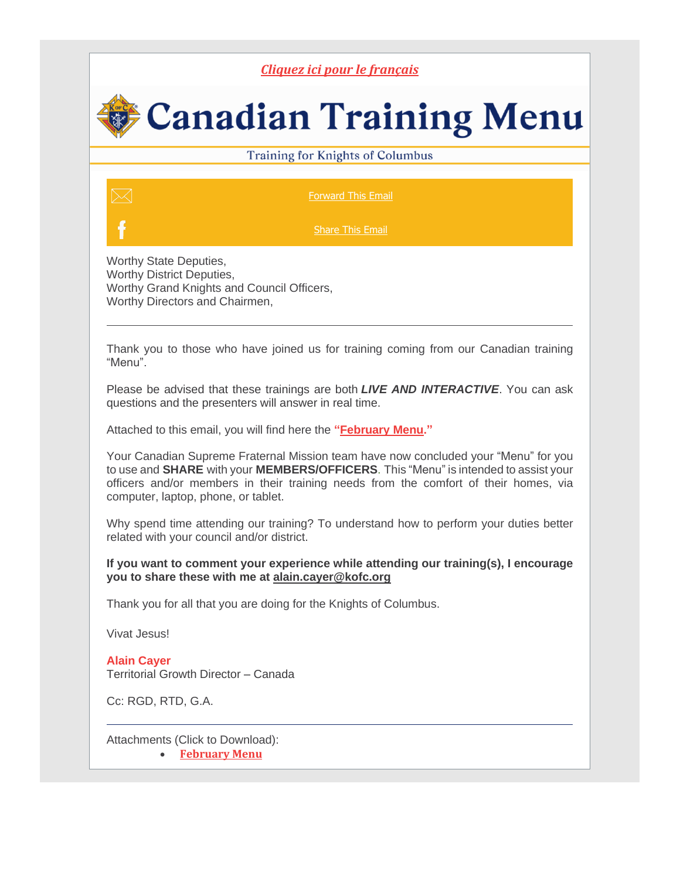*Cliquez ici pour le français*

# Canadian Training Menu

Training for Knights of Columbus

Forward This Email

Share This Email

Worthy State Deputies,
Worthy District Deputies,
Worthy Grand Knights and Council Officers,
Worthy Directors and Chairmen,

---

Thank you to those who have joined us for training coming from our Canadian training "Menu".

Please be advised that these trainings are both ***LIVE AND INTERACTIVE***. You can ask questions and the presenters will answer in real time.

Attached to this email, you will find here the **"February Menu."**

Your Canadian Supreme Fraternal Mission team have now concluded your "Menu" for you to use and **SHARE** with your **MEMBERS/OFFICERS**. This "Menu" is intended to assist your officers and/or members in their training needs from the comfort of their homes, via computer, laptop, phone, or tablet.

Why spend time attending our training? To understand how to perform your duties better related with your council and/or district.

**If you want to comment your experience while attending our training(s), I encourage you to share these with me at alain.cayer@kofc.org**

Thank you for all that you are doing for the Knights of Columbus.

Vivat Jesus!

**Alain Cayer**
Territorial Growth Director – Canada

Cc: RGD, RTD, G.A.

---

Attachments (Click to Download):

- **February Menu**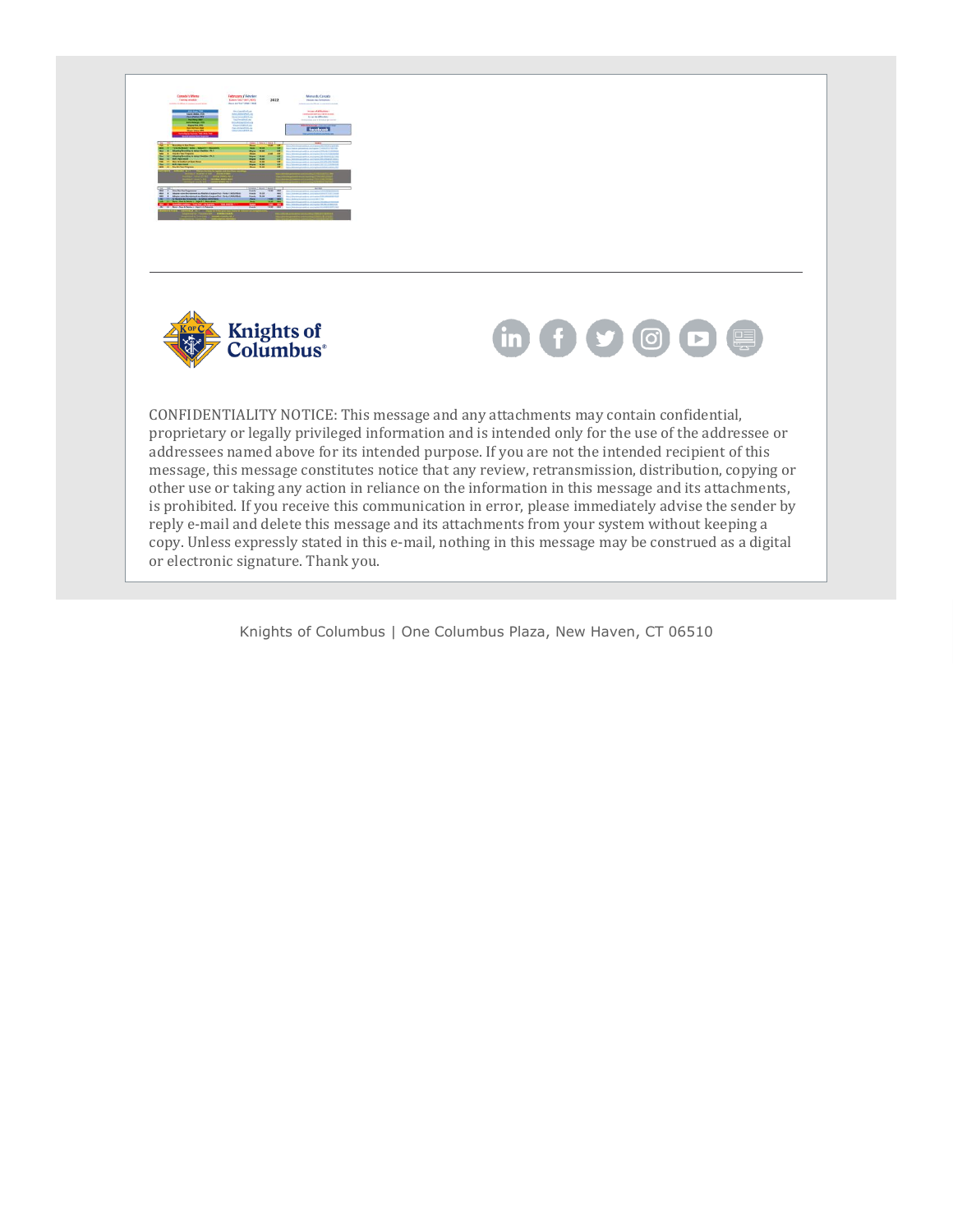CONFIDENTIALITY NOTICE: This message and any attachments may contain confidential, proprietary or legally privileged information and is intended only for the use of the addressee or addressees named above for its intended purpose. If you are not the intended recipient of this message, this message constitutes notice that any review, retransmission, distribution, copying or other use or taking any action in reliance on the information in this message and its attachments, is prohibited. If you receive this communication in error, please immediately advise the sender by reply e-mail and delete this message and its attachments from your system without keeping a copy. Unless expressly stated in this e-mail, nothing in this message may be construed as a digital or electronic signature. Thank you.

Knights of Columbus | One Columbus Plaza, New Haven, CT 06510